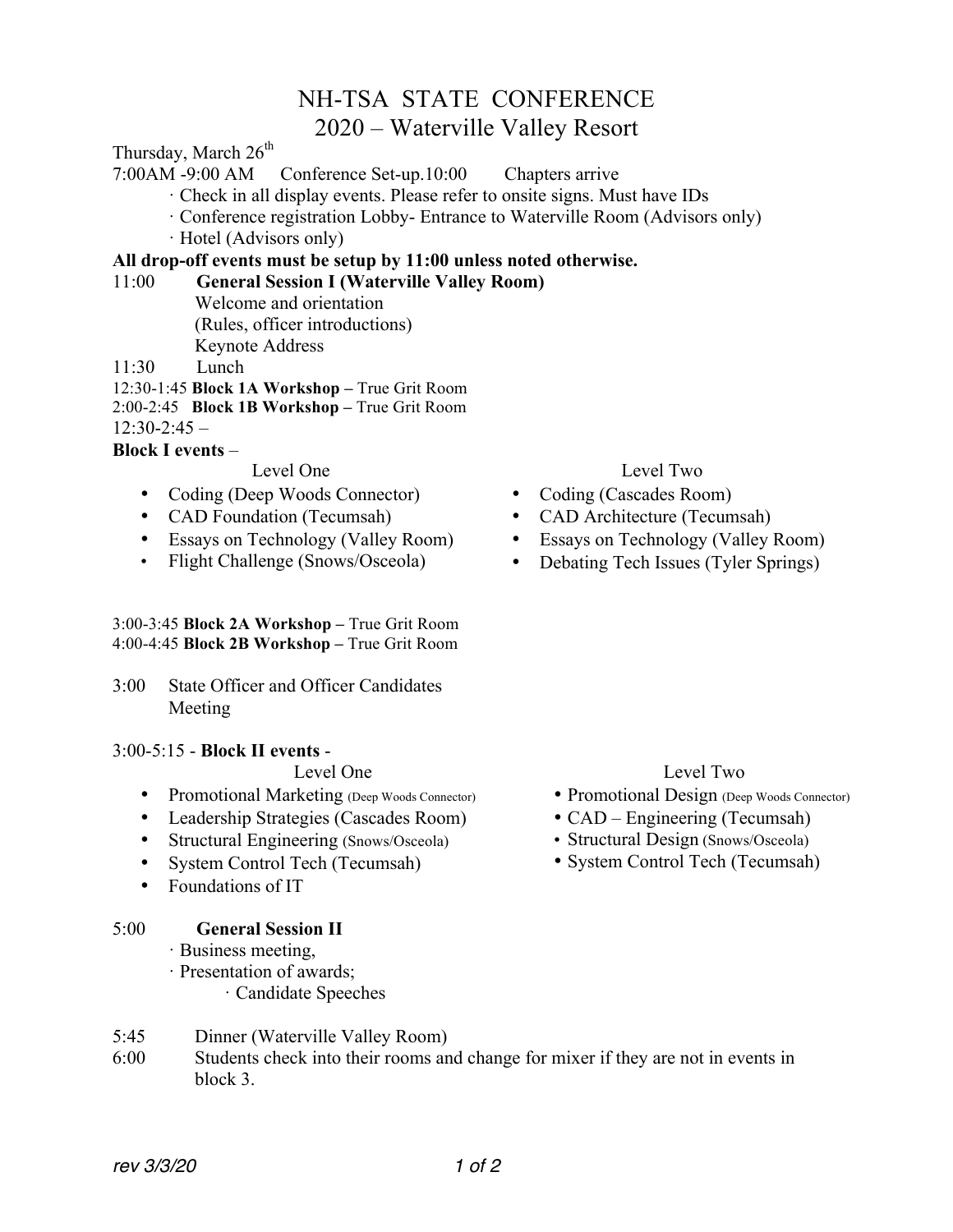# NH-TSA STATE CONFERENCE
## 2020 – Waterville Valley Resort

Thursday, March 26th

7:00AM -9:00 AM    Conference Set-up.10:00    Chapters arrive

- Check in all display events. Please refer to onsite signs. Must have IDs
- Conference registration Lobby- Entrance to Waterville Room (Advisors only)
- Hotel (Advisors only)

**All drop-off events must be setup by 11:00 unless noted otherwise.**

11:00    **General Session I (Waterville Valley Room)**
Welcome and orientation
(Rules, officer introductions)
Keynote Address

11:30    Lunch

12:30-1:45 **Block 1A Workshop –** True Grit Room

2:00-2:45 **Block 1B Workshop –** True Grit Room

12:30-2:45 –

**Block I events** –

Level One

- Coding (Deep Woods Connector)
- CAD Foundation (Tecumsah)
- Essays on Technology (Valley Room)
- Flight Challenge (Snows/Osceola)

Level Two

- Coding (Cascades Room)
- CAD Architecture (Tecumsah)
- Essays on Technology (Valley Room)
- Debating Tech Issues (Tyler Springs)

3:00-3:45 **Block 2A Workshop –** True Grit Room

4:00-4:45 **Block 2B Workshop –** True Grit Room

3:00    State Officer and Officer Candidates Meeting

3:00-5:15 - **Block II events** -

Level One

- Promotional Marketing (Deep Woods Connector)
- Leadership Strategies (Cascades Room)
- Structural Engineering (Snows/Osceola)
- System Control Tech (Tecumsah)
- Foundations of IT

Level Two

- Promotional Design (Deep Woods Connector)
- CAD – Engineering (Tecumsah)
- Structural Design (Snows/Osceola)
- System Control Tech (Tecumsah)

5:00    **General Session II**

- Business meeting,
- Presentation of awards;
  - Candidate Speeches

5:45    Dinner (Waterville Valley Room)

6:00    Students check into their rooms and change for mixer if they are not in events in block 3.

*rev 3/3/20*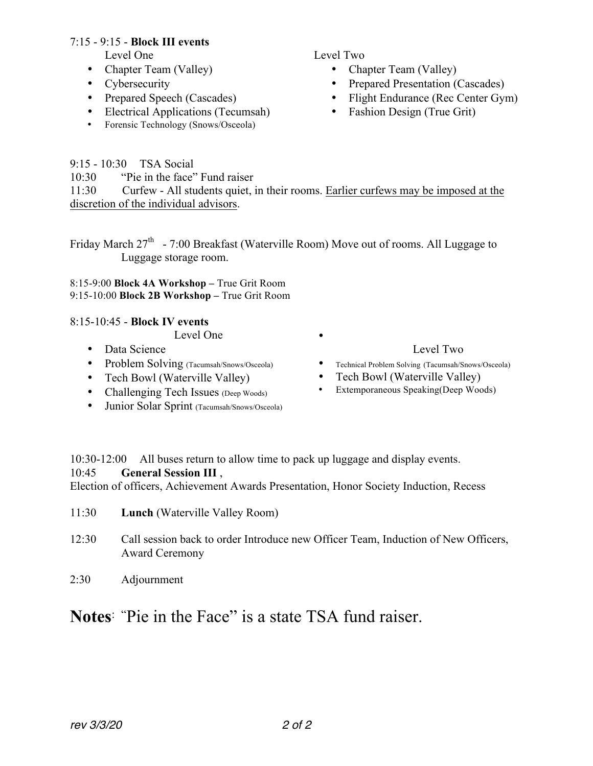7:15 - 9:15 - **Block III events**

Level One

- Chapter Team (Valley)
- Cybersecurity
- Prepared Speech (Cascades)
- Electrical Applications (Tecumsah)
- Forensic Technology (Snows/Osceola)

Level Two

- Chapter Team (Valley)
- Prepared Presentation (Cascades)
- Flight Endurance (Rec Center Gym)
- Fashion Design (True Grit)

9:15 - 10:30 TSA Social

10:30 "Pie in the face" Fund raiser

11:30 Curfew - All students quiet, in their rooms. <u>Earlier curfews may be imposed at the discretion of the individual advisors</u>.

Friday March 27th - 7:00 Breakfast (Waterville Room) Move out of rooms. All Luggage to Luggage storage room.

8:15-9:00 **Block 4A Workshop –** True Grit Room
9:15-10:00 **Block 2B Workshop –** True Grit Room

8:15-10:45 - **Block IV events**

Level One

- Data Science
- Problem Solving (Tacumsah/Snows/Osceola)
- Tech Bowl (Waterville Valley)
- Challenging Tech Issues (Deep Woods)
- Junior Solar Sprint (Tacumsah/Snows/Osceola)

Level Two

- Technical Problem Solving (Tacumsah/Snows/Osceola)
- Tech Bowl (Waterville Valley)
- Extemporaneous Speaking(Deep Woods)

10:30-12:00 All buses return to allow time to pack up luggage and display events.

10:45 **General Session III** ,

Election of officers, Achievement Awards Presentation, Honor Society Induction, Recess

11:30 **Lunch** (Waterville Valley Room)

12:30 Call session back to order Introduce new Officer Team, Induction of New Officers, Award Ceremony

2:30 Adjournment

**Notes**: "Pie in the Face" is a state TSA fund raiser.

*rev 3/3/20*